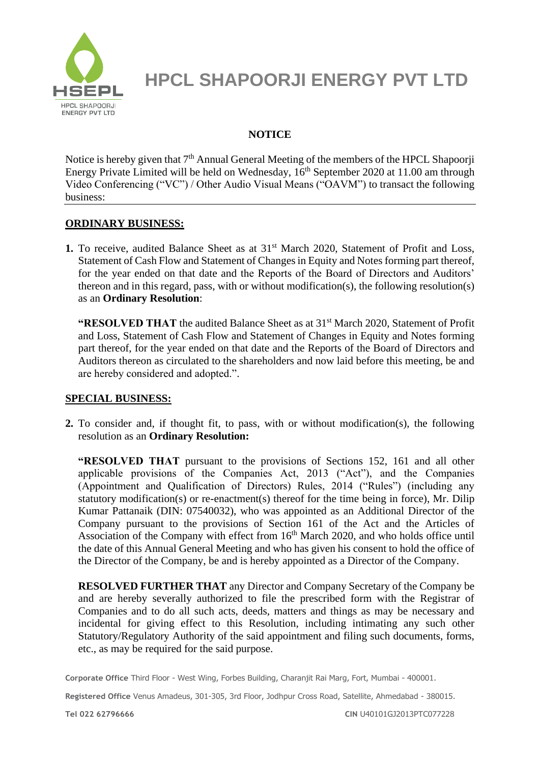# HPCL SHAPOORJI ENERGY PVT LTD

## NOTICE

Notice is hereby given that 7th Annual General Meeting of the members of the HPCL Shapoorji Energy Private Limited will be held on Wednesday, 16th September 2020 at 11.00 am through Video Conferencing ("VC") / Other Audio Visual Means ("OAVM") to transact the following business:

### ORDINARY BUSINESS:

**1.** To receive, audited Balance Sheet as at 31st March 2020, Statement of Profit and Loss, Statement of Cash Flow and Statement of Changes in Equity and Notes forming part thereof, for the year ended on that date and the Reports of the Board of Directors and Auditors' thereon and in this regard, pass, with or without modification(s), the following resolution(s) as an **Ordinary Resolution**:

**"RESOLVED THAT** the audited Balance Sheet as at 31st March 2020, Statement of Profit and Loss, Statement of Cash Flow and Statement of Changes in Equity and Notes forming part thereof, for the year ended on that date and the Reports of the Board of Directors and Auditors thereon as circulated to the shareholders and now laid before this meeting, be and are hereby considered and adopted.".

### SPECIAL BUSINESS:

**2.** To consider and, if thought fit, to pass, with or without modification(s), the following resolution as an **Ordinary Resolution:**

**"RESOLVED THAT** pursuant to the provisions of Sections 152, 161 and all other applicable provisions of the Companies Act, 2013 ("Act"), and the Companies (Appointment and Qualification of Directors) Rules, 2014 ("Rules") (including any statutory modification(s) or re-enactment(s) thereof for the time being in force), Mr. Dilip Kumar Pattanaik (DIN: 07540032), who was appointed as an Additional Director of the Company pursuant to the provisions of Section 161 of the Act and the Articles of Association of the Company with effect from 16th March 2020, and who holds office until the date of this Annual General Meeting and who has given his consent to hold the office of the Director of the Company, be and is hereby appointed as a Director of the Company.

**RESOLVED FURTHER THAT** any Director and Company Secretary of the Company be and are hereby severally authorized to file the prescribed form with the Registrar of Companies and to do all such acts, deeds, matters and things as may be necessary and incidental for giving effect to this Resolution, including intimating any such other Statutory/Regulatory Authority of the said appointment and filing such documents, forms, etc., as may be required for the said purpose.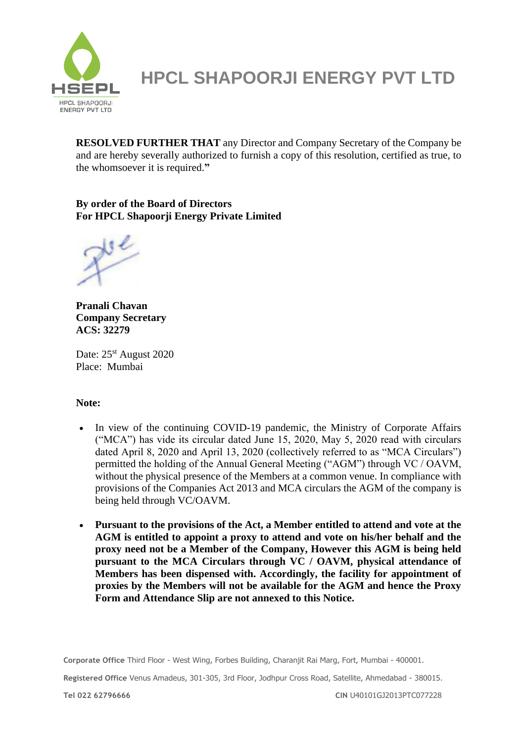**RESOLVED FURTHER THAT** any Director and Company Secretary of the Company be and are hereby severally authorized to furnish a copy of this resolution, certified as true, to the whomsoever it is required.**"**

**By order of the Board of Directors**
**For HPCL Shapoorji Energy Private Limited**

**Pranali Chavan**
**Company Secretary**
**ACS: 32279**

Date: 25st August 2020
Place: Mumbai

**Note:**

- In view of the continuing COVID-19 pandemic, the Ministry of Corporate Affairs ("MCA") has vide its circular dated June 15, 2020, May 5, 2020 read with circulars dated April 8, 2020 and April 13, 2020 (collectively referred to as "MCA Circulars") permitted the holding of the Annual General Meeting ("AGM") through VC / OAVM, without the physical presence of the Members at a common venue. In compliance with provisions of the Companies Act 2013 and MCA circulars the AGM of the company is being held through VC/OAVM.

- **Pursuant to the provisions of the Act, a Member entitled to attend and vote at the AGM is entitled to appoint a proxy to attend and vote on his/her behalf and the proxy need not be a Member of the Company, However this AGM is being held pursuant to the MCA Circulars through VC / OAVM, physical attendance of Members has been dispensed with. Accordingly, the facility for appointment of proxies by the Members will not be available for the AGM and hence the Proxy Form and Attendance Slip are not annexed to this Notice.**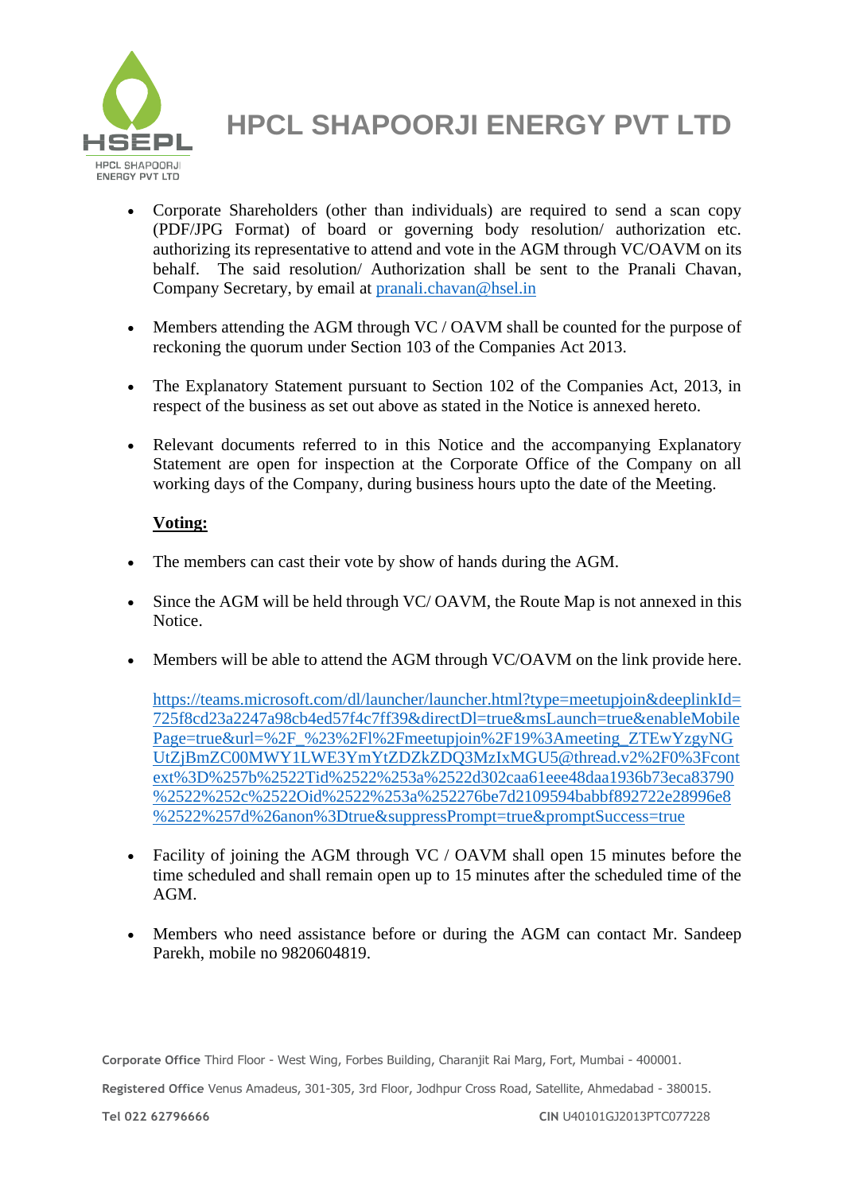- Corporate Shareholders (other than individuals) are required to send a scan copy (PDF/JPG Format) of board or governing body resolution/ authorization etc. authorizing its representative to attend and vote in the AGM through VC/OAVM on its behalf. The said resolution/ Authorization shall be sent to the Pranali Chavan, Company Secretary, by email at pranali.chavan@hsel.in

- Members attending the AGM through VC / OAVM shall be counted for the purpose of reckoning the quorum under Section 103 of the Companies Act 2013.

- The Explanatory Statement pursuant to Section 102 of the Companies Act, 2013, in respect of the business as set out above as stated in the Notice is annexed hereto.

- Relevant documents referred to in this Notice and the accompanying Explanatory Statement are open for inspection at the Corporate Office of the Company on all working days of the Company, during business hours upto the date of the Meeting.

**Voting:**

- The members can cast their vote by show of hands during the AGM.

- Since the AGM will be held through VC/ OAVM, the Route Map is not annexed in this Notice.

- Members will be able to attend the AGM through VC/OAVM on the link provide here.

  https://teams.microsoft.com/dl/launcher/launcher.html?type=meetupjoin&deeplinkId=725f8cd23a2247a98cb4ed57f4c7ff39&directDl=true&msLaunch=true&enableMobilePage=true&url=%2F_%23%2Fl%2Fmeetupjoin%2F19%3Ameeting_ZTEwYzgyNGUtZjBmZC00MWY1LWE3YmYtZDZkZDQ3MzIxMGU5@thread.v2%2F0%3Fcontext%3D%257b%2522Tid%2522%253a%2522d302caa61eee48daa1936b73eca83790%2522%252c%2522Oid%2522%253a%252276be7d2109594babbf892722e28996e8%2522%257d%26anon%3Dtrue&suppressPrompt=true&promptSuccess=true

- Facility of joining the AGM through VC / OAVM shall open 15 minutes before the time scheduled and shall remain open up to 15 minutes after the scheduled time of the AGM.

- Members who need assistance before or during the AGM can contact Mr. Sandeep Parekh, mobile no 9820604819.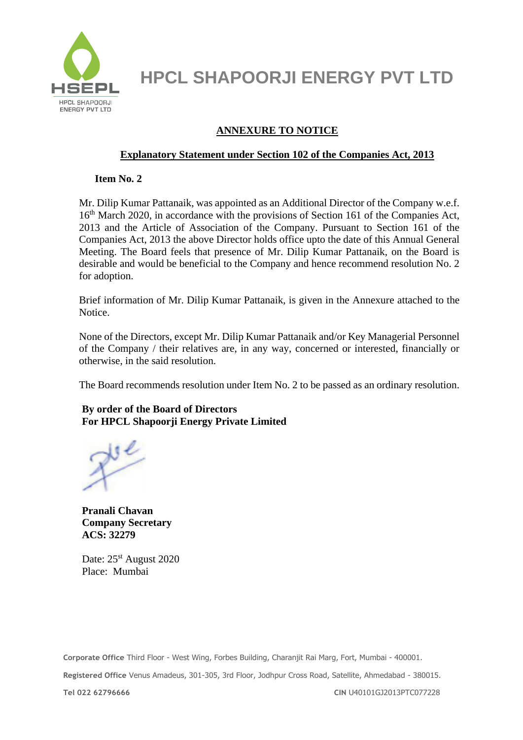# HPCL SHAPOORJI ENERGY PVT LTD

## ANNEXURE TO NOTICE

### Explanatory Statement under Section 102 of the Companies Act, 2013

**Item No. 2**

Mr. Dilip Kumar Pattanaik, was appointed as an Additional Director of the Company w.e.f. 16th March 2020, in accordance with the provisions of Section 161 of the Companies Act, 2013 and the Article of Association of the Company. Pursuant to Section 161 of the Companies Act, 2013 the above Director holds office upto the date of this Annual General Meeting. The Board feels that presence of Mr. Dilip Kumar Pattanaik, on the Board is desirable and would be beneficial to the Company and hence recommend resolution No. 2 for adoption.

Brief information of Mr. Dilip Kumar Pattanaik, is given in the Annexure attached to the Notice.

None of the Directors, except Mr. Dilip Kumar Pattanaik and/or Key Managerial Personnel of the Company / their relatives are, in any way, concerned or interested, financially or otherwise, in the said resolution.

The Board recommends resolution under Item No. 2 to be passed as an ordinary resolution.

**By order of the Board of Directors**
**For HPCL Shapoorji Energy Private Limited**

**Pranali Chavan**
**Company Secretary**
**ACS: 32279**

Date: 25st August 2020
Place: Mumbai

**Corporate Office** Third Floor - West Wing, Forbes Building, Charanjit Rai Marg, Fort, Mumbai - 400001.

**Registered Office** Venus Amadeus, 301-305, 3rd Floor, Jodhpur Cross Road, Satellite, Ahmedabad - 380015.

**Tel 022 62796666** **CIN** U40101GJ2013PTC077228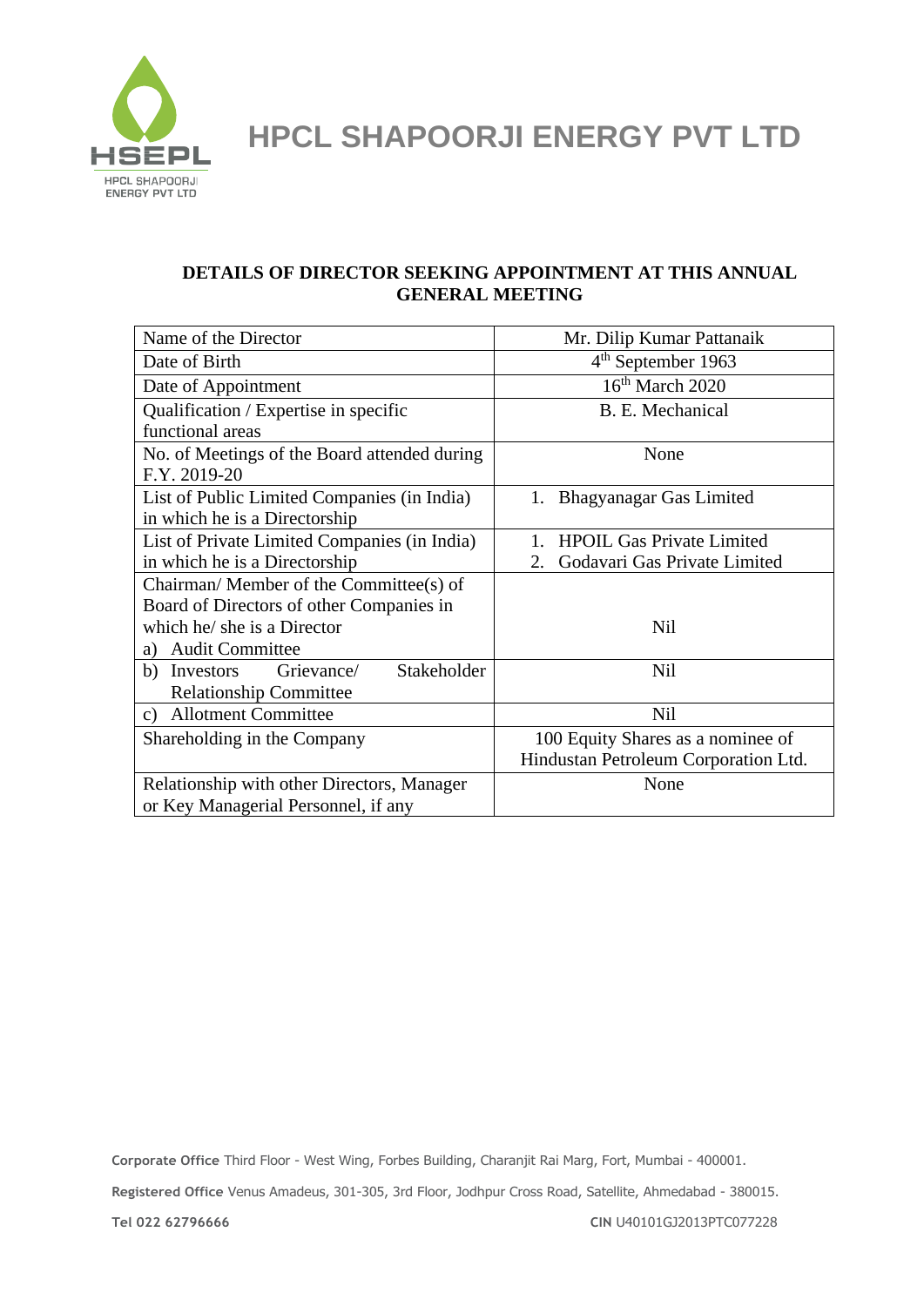# HPCL SHAPOORJI ENERGY PVT LTD

## DETAILS OF DIRECTOR SEEKING APPOINTMENT AT THIS ANNUAL GENERAL MEETING

| | |
|---|---|
| Name of the Director | Mr. Dilip Kumar Pattanaik |
| Date of Birth | 4th September 1963 |
| Date of Appointment | 16th March 2020 |
| Qualification / Expertise in specific functional areas | B. E. Mechanical |
| No. of Meetings of the Board attended during F.Y. 2019-20 | None |
| List of Public Limited Companies (in India) in which he is a Directorship | 1. Bhagyanagar Gas Limited |
| List of Private Limited Companies (in India) in which he is a Directorship | 1. HPOIL Gas Private Limited<br>2. Godavari Gas Private Limited |
| Chairman/ Member of the Committee(s) of Board of Directors of other Companies in which he/ she is a Director<br>a) Audit Committee | Nil |
| b) Investors Grievance/ Stakeholder Relationship Committee | Nil |
| c) Allotment Committee | Nil |
| Shareholding in the Company | 100 Equity Shares as a nominee of Hindustan Petroleum Corporation Ltd. |
| Relationship with other Directors, Manager or Key Managerial Personnel, if any | None |

**Corporate Office** Third Floor - West Wing, Forbes Building, Charanjit Rai Marg, Fort, Mumbai - 400001.

**Registered Office** Venus Amadeus, 301-305, 3rd Floor, Jodhpur Cross Road, Satellite, Ahmedabad - 380015.

**Tel 022 62796666** **CIN** U40101GJ2013PTC077228